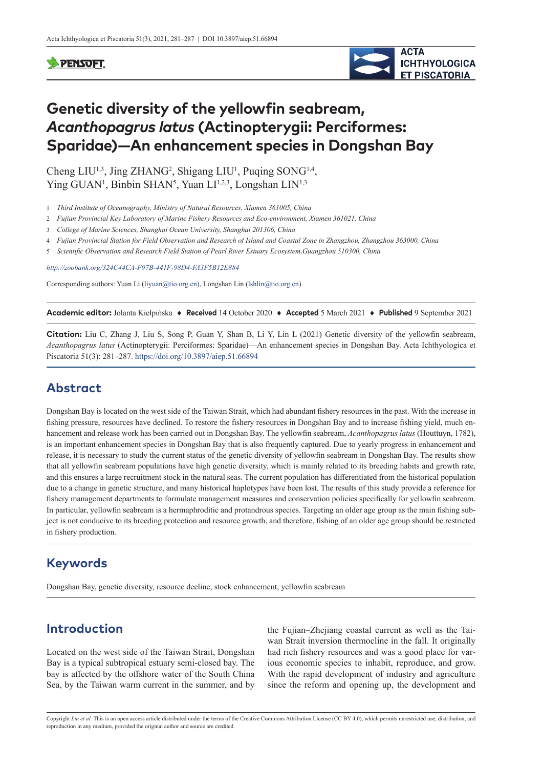# Genetic diversity of the yellowfin seabream, *Acanthopagrus latus* (Actinopterygii: Perciformes: Sparidae)—An enhancement species in Dongshan Bay

Cheng LIU[1,3], Jing ZHANG[2], Shigang LIU[1], Puqing SONG[1,4], Ying GUAN[1], Binbin SHAN[5], Yuan LI[1,2,3], Longshan LIN[1,3]

1 *Third Institute of Oceanography, Ministry of Natural Resources, Xiamen 361005, China*

2 *Fujian Provincial Key Laboratory of Marine Fishery Resources and Eco-environment, Xiamen 361021, China*

3 *College of Marine Sciences, Shanghai Ocean University, Shanghai 201306, China*

4 *Fujian Provincial Station for Field Observation and Research of Island and Coastal Zone in Zhangzhou, Zhangzhou 363000, China*

5 *Scientific Observation and Research Field Station of Pearl River Estuary Ecosystem,Guangzhou 510300, China*

*http://zoobank.org/324C44CA-F97B-441F-98D4-FA3F5B12E884*

Corresponding authors: Yuan Li (liyuan@tio.org.cn), Longshan Lin (lshlin@tio.org.cn)

**Academic editor:** Jolanta Kiełpińska ♦ **Received** 14 October 2020 ♦ **Accepted** 5 March 2021 ♦ **Published** 9 September 2021

**Citation:** Liu C, Zhang J, Liu S, Song P, Guan Y, Shan B, Li Y, Lin L (2021) Genetic diversity of the yellowfin seabream, *Acanthopagrus latus* (Actinopterygii: Perciformes: Sparidae)—An enhancement species in Dongshan Bay. Acta Ichthyologica et Piscatoria 51(3): 281–287. https://doi.org/10.3897/aiep.51.66894

## Abstract

Dongshan Bay is located on the west side of the Taiwan Strait, which had abundant fishery resources in the past. With the increase in fishing pressure, resources have declined. To restore the fishery resources in Dongshan Bay and to increase fishing yield, much enhancement and release work has been carried out in Dongshan Bay. The yellowfin seabream, *Acanthopagrus latus* (Houttuyn, 1782), is an important enhancement species in Dongshan Bay that is also frequently captured. Due to yearly progress in enhancement and release, it is necessary to study the current status of the genetic diversity of yellowfin seabream in Dongshan Bay. The results show that all yellowfin seabream populations have high genetic diversity, which is mainly related to its breeding habits and growth rate, and this ensures a large recruitment stock in the natural seas. The current population has differentiated from the historical population due to a change in genetic structure, and many historical haplotypes have been lost. The results of this study provide a reference for fishery management departments to formulate management measures and conservation policies specifically for yellowfin seabream. In particular, yellowfin seabream is a hermaphroditic and protandrous species. Targeting an older age group as the main fishing subject is not conducive to its breeding protection and resource growth, and therefore, fishing of an older age group should be restricted in fishery production.

## Keywords

Dongshan Bay, genetic diversity, resource decline, stock enhancement, yellowfin seabream

## Introduction

Located on the west side of the Taiwan Strait, Dongshan Bay is a typical subtropical estuary semi-closed bay. The bay is affected by the offshore water of the South China Sea, by the Taiwan warm current in the summer, and by the Fujian–Zhejiang coastal current as well as the Taiwan Strait inversion thermocline in the fall. It originally had rich fishery resources and was a good place for various economic species to inhabit, reproduce, and grow. With the rapid development of industry and agriculture since the reform and opening up, the development and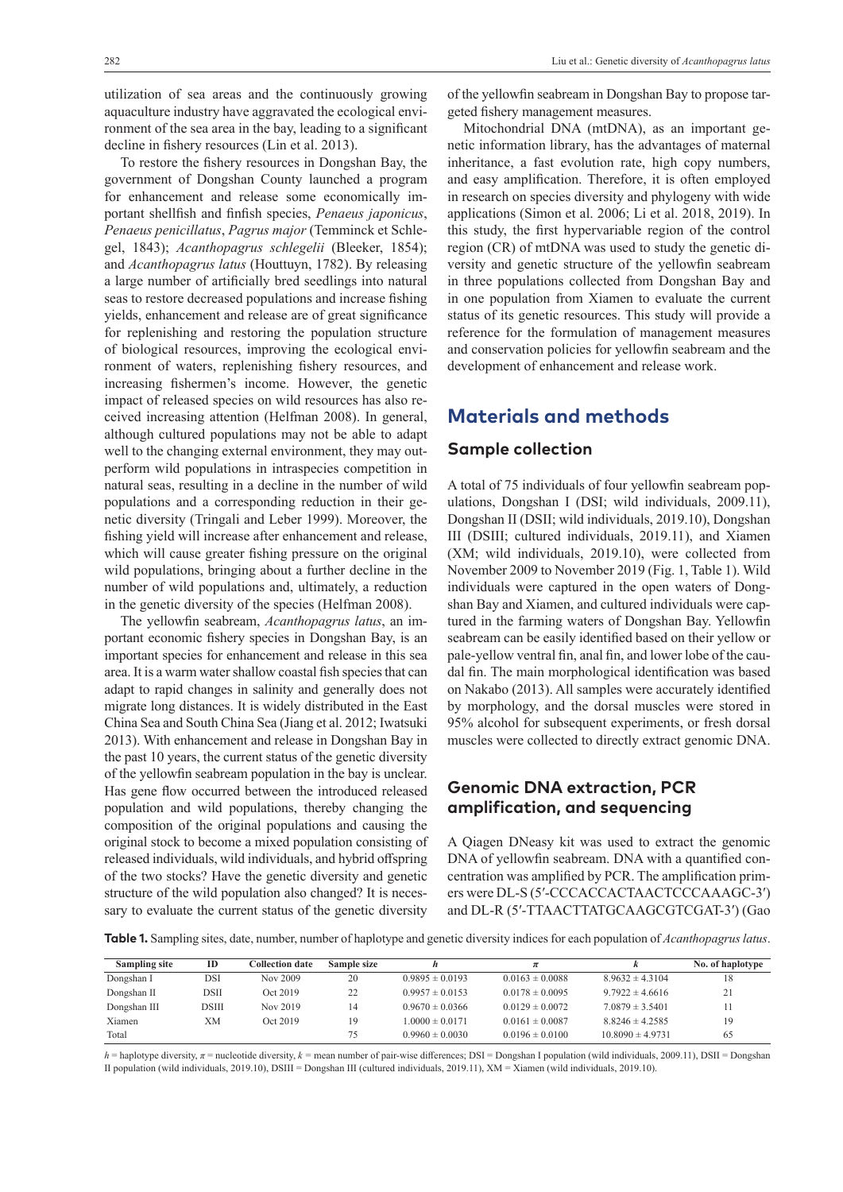utilization of sea areas and the continuously growing aquaculture industry have aggravated the ecological environment of the sea area in the bay, leading to a significant decline in fishery resources (Lin et al. 2013).

To restore the fishery resources in Dongshan Bay, the government of Dongshan County launched a program for enhancement and release some economically important shellfish and finfish species, *Penaeus japonicus*, *Penaeus penicillatus*, *Pagrus major* (Temminck et Schlegel, 1843); *Acanthopagrus schlegelii* (Bleeker, 1854); and *Acanthopagrus latus* (Houttuyn, 1782). By releasing a large number of artificially bred seedlings into natural seas to restore decreased populations and increase fishing yields, enhancement and release are of great significance for replenishing and restoring the population structure of biological resources, improving the ecological environment of waters, replenishing fishery resources, and increasing fishermen's income. However, the genetic impact of released species on wild resources has also received increasing attention (Helfman 2008). In general, although cultured populations may not be able to adapt well to the changing external environment, they may outperform wild populations in intraspecies competition in natural seas, resulting in a decline in the number of wild populations and a corresponding reduction in their genetic diversity (Tringali and Leber 1999). Moreover, the fishing yield will increase after enhancement and release, which will cause greater fishing pressure on the original wild populations, bringing about a further decline in the number of wild populations and, ultimately, a reduction in the genetic diversity of the species (Helfman 2008).

The yellowfin seabream, *Acanthopagrus latus*, an important economic fishery species in Dongshan Bay, is an important species for enhancement and release in this sea area. It is a warm water shallow coastal fish species that can adapt to rapid changes in salinity and generally does not migrate long distances. It is widely distributed in the East China Sea and South China Sea (Jiang et al. 2012; Iwatsuki 2013). With enhancement and release in Dongshan Bay in the past 10 years, the current status of the genetic diversity of the yellowfin seabream population in the bay is unclear. Has gene flow occurred between the introduced released population and wild populations, thereby changing the composition of the original populations and causing the original stock to become a mixed population consisting of released individuals, wild individuals, and hybrid offspring of the two stocks? Have the genetic diversity and genetic structure of the wild population also changed? It is necessary to evaluate the current status of the genetic diversity of the yellowfin seabream in Dongshan Bay to propose targeted fishery management measures.

Mitochondrial DNA (mtDNA), as an important genetic information library, has the advantages of maternal inheritance, a fast evolution rate, high copy numbers, and easy amplification. Therefore, it is often employed in research on species diversity and phylogeny with wide applications (Simon et al. 2006; Li et al. 2018, 2019). In this study, the first hypervariable region of the control region (CR) of mtDNA was used to study the genetic diversity and genetic structure of the yellowfin seabream in three populations collected from Dongshan Bay and in one population from Xiamen to evaluate the current status of its genetic resources. This study will provide a reference for the formulation of management measures and conservation policies for yellowfin seabream and the development of enhancement and release work.

## Materials and methods

### Sample collection

A total of 75 individuals of four yellowfin seabream populations, Dongshan I (DSI; wild individuals, 2009.11), Dongshan II (DSII; wild individuals, 2019.10), Dongshan III (DSIII; cultured individuals, 2019.11), and Xiamen (XM; wild individuals, 2019.10), were collected from November 2009 to November 2019 (Fig. 1, Table 1). Wild individuals were captured in the open waters of Dongshan Bay and Xiamen, and cultured individuals were captured in the farming waters of Dongshan Bay. Yellowfin seabream can be easily identified based on their yellow or pale-yellow ventral fin, anal fin, and lower lobe of the caudal fin. The main morphological identification was based on Nakabo (2013). All samples were accurately identified by morphology, and the dorsal muscles were stored in 95% alcohol for subsequent experiments, or fresh dorsal muscles were collected to directly extract genomic DNA.

### Genomic DNA extraction, PCR amplification, and sequencing

A Qiagen DNeasy kit was used to extract the genomic DNA of yellowfin seabream. DNA with a quantified concentration was amplified by PCR. The amplification primers were DL-S (5′-CCCACCACTAACTCCCAAAGC-3′) and DL-R (5′-TTAACTTATGCAAGCGTCGAT-3′) (Gao

**Table 1.** Sampling sites, date, number, number of haplotype and genetic diversity indices for each population of *Acanthopagrus latus*.

| Sampling site | ID | Collection date | Sample size | $h$ | $\pi$ | $k$ | No. of haplotype |
|---|---|---|---|---|---|---|---|
| Dongshan I | DSI | Nov 2009 | 20 | 0.9895 ± 0.0193 | 0.0163 ± 0.0088 | 8.9632 ± 4.3104 | 18 |
| Dongshan II | DSII | Oct 2019 | 22 | 0.9957 ± 0.0153 | 0.0178 ± 0.0095 | 9.7922 ± 4.6616 | 21 |
| Dongshan III | DSIII | Nov 2019 | 14 | 0.9670 ± 0.0366 | 0.0129 ± 0.0072 | 7.0879 ± 3.5401 | 11 |
| Xiamen | XM | Oct 2019 | 19 | 1.0000 ± 0.0171 | 0.0161 ± 0.0087 | 8.8246 ± 4.2585 | 19 |
| Total | | | 75 | 0.9960 ± 0.0030 | 0.0196 ± 0.0100 | 10.8090 ± 4.9731 | 65 |

$h$ = haplotype diversity, $\pi$ = nucleotide diversity, $k$ = mean number of pair-wise differences; DSI = Dongshan I population (wild individuals, 2009.11), DSII = Dongshan II population (wild individuals, 2019.10), DSIII = Dongshan III (cultured individuals, 2019.11), XM = Xiamen (wild individuals, 2019.10).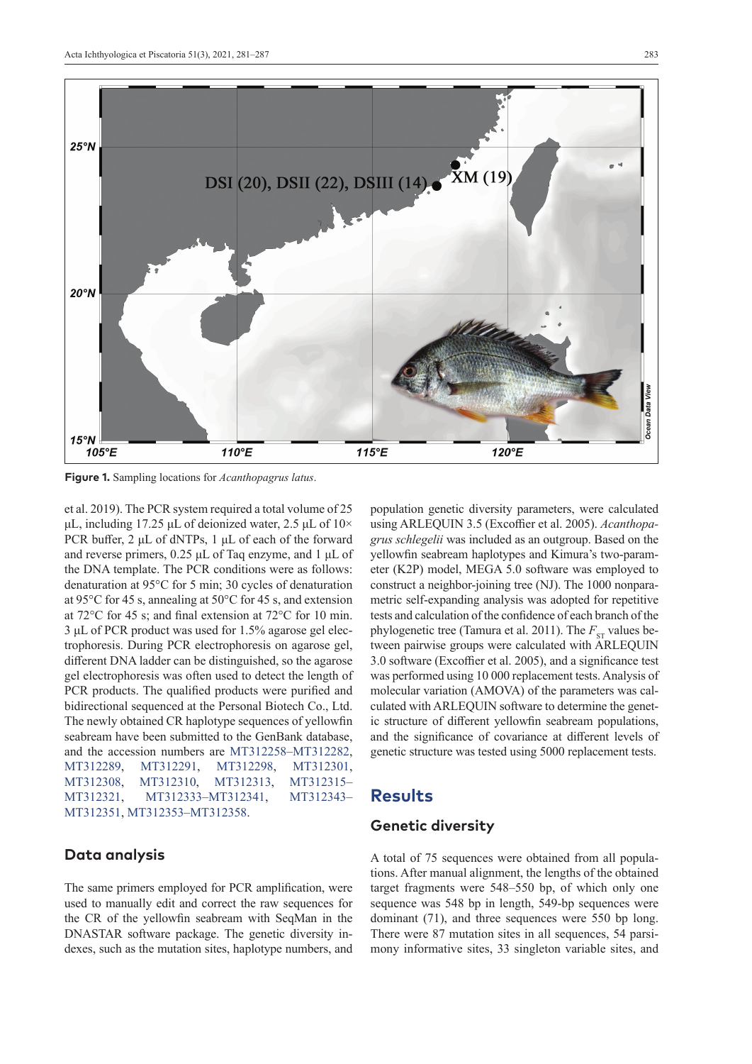Figure 1. Sampling locations for *Acanthopagrus latus*.

et al. 2019). The PCR system required a total volume of 25 μL, including 17.25 μL of deionized water, 2.5 μL of 10× PCR buffer, 2 μL of dNTPs, 1 μL of each of the forward and reverse primers, 0.25 μL of Taq enzyme, and 1 μL of the DNA template. The PCR conditions were as follows: denaturation at 95°C for 5 min; 30 cycles of denaturation at 95°C for 45 s, annealing at 50°C for 45 s, and extension at 72°C for 45 s; and final extension at 72°C for 10 min. 3 μL of PCR product was used for 1.5% agarose gel electrophoresis. During PCR electrophoresis on agarose gel, different DNA ladder can be distinguished, so the agarose gel electrophoresis was often used to detect the length of PCR products. The qualified products were purified and bidirectional sequenced at the Personal Biotech Co., Ltd. The newly obtained CR haplotype sequences of yellowfin seabream have been submitted to the GenBank database, and the accession numbers are MT312258–MT312282, MT312289, MT312291, MT312298, MT312301, MT312308, MT312310, MT312313, MT312315–MT312321, MT312333–MT312341, MT312343–MT312351, MT312353–MT312358.

## Data analysis

The same primers employed for PCR amplification, were used to manually edit and correct the raw sequences for the CR of the yellowfin seabream with SeqMan in the DNASTAR software package. The genetic diversity indexes, such as the mutation sites, haplotype numbers, and population genetic diversity parameters, were calculated using ARLEQUIN 3.5 (Excoffier et al. 2005). *Acanthopagrus schlegelii* was included as an outgroup. Based on the yellowfin seabream haplotypes and Kimura's two-parameter (K2P) model, MEGA 5.0 software was employed to construct a neighbor-joining tree (NJ). The 1000 nonparametric self-expanding analysis was adopted for repetitive tests and calculation of the confidence of each branch of the phylogenetic tree (Tamura et al. 2011). The $F_{ST}$ values between pairwise groups were calculated with ARLEQUIN 3.0 software (Excoffier et al. 2005), and a significance test was performed using 10 000 replacement tests. Analysis of molecular variation (AMOVA) of the parameters was calculated with ARLEQUIN software to determine the genetic structure of different yellowfin seabream populations, and the significance of covariance at different levels of genetic structure was tested using 5000 replacement tests.

# Results

## Genetic diversity

A total of 75 sequences were obtained from all populations. After manual alignment, the lengths of the obtained target fragments were 548–550 bp, of which only one sequence was 548 bp in length, 549-bp sequences were dominant (71), and three sequences were 550 bp long. There were 87 mutation sites in all sequences, 54 parsimony informative sites, 33 singleton variable sites, and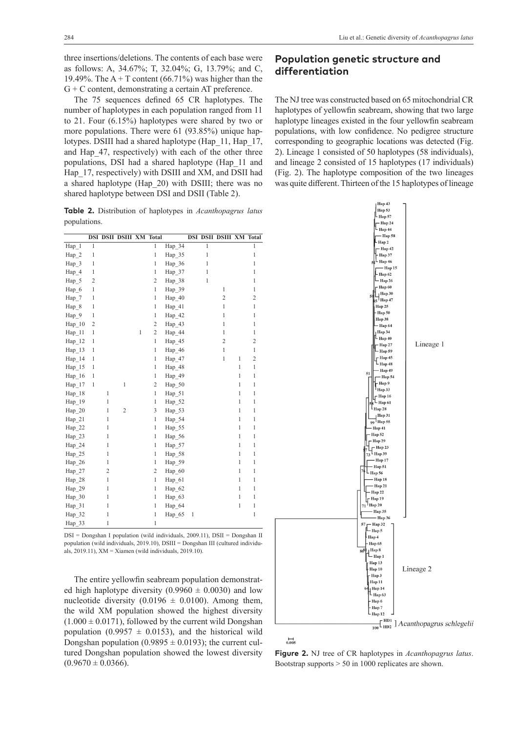three insertions/deletions. The contents of each base were as follows: A, 34.67%; T, 32.04%; G, 13.79%; and C, 19.49%. The A + T content (66.71%) was higher than the G + C content, demonstrating a certain AT preference.

The 75 sequences defined 65 CR haplotypes. The number of haplotypes in each population ranged from 11 to 21. Four (6.15%) haplotypes were shared by two or more populations. There were 61 (93.85%) unique haplotypes. DSIII had a shared haplotype (Hap_11, Hap_17, and Hap_47, respectively) with each of the other three populations, DSI had a shared haplotype (Hap_11 and Hap_17, respectively) with DSIII and XM, and DSII had a shared haplotype (Hap_20) with DSIII; there was no shared haplotype between DSI and DSII (Table 2).

**Table 2.** Distribution of haplotypes in *Acanthopagrus latus* populations.

| | DSI | DSII | DSIII | XM | Total | | DSI | DSII | DSIII | XM | Total |
|---|---|---|---|---|---|---|---|---|---|---|---|
| Hap_1 | 1 | | | | 1 | Hap_34 | | 1 | | | 1 |
| Hap_2 | 1 | | | | 1 | Hap_35 | | 1 | | | 1 |
| Hap_3 | 1 | | | | 1 | Hap_36 | | 1 | | | 1 |
| Hap_4 | 1 | | | | 1 | Hap_37 | | 1 | | | 1 |
| Hap_5 | 2 | | | | 2 | Hap_38 | | 1 | | | 1 |
| Hap_6 | 1 | | | | 1 | Hap_39 | | | 1 | | 1 |
| Hap_7 | 1 | | | | 1 | Hap_40 | | | 2 | | 2 |
| Hap_8 | 1 | | | | 1 | Hap_41 | | | 1 | | 1 |
| Hap_9 | 1 | | | | 1 | Hap_42 | | | 1 | | 1 |
| Hap_10 | 2 | | | | 2 | Hap_43 | | | 1 | | 1 |
| Hap_11 | 1 | | | 1 | 2 | Hap_44 | | | 1 | | 1 |
| Hap_12 | 1 | | | | 1 | Hap_45 | | | 2 | | 2 |
| Hap_13 | 1 | | | | 1 | Hap_46 | | | 1 | | 1 |
| Hap_14 | 1 | | | | 1 | Hap_47 | | | 1 | 1 | 2 |
| Hap_15 | 1 | | | | 1 | Hap_48 | | | | 1 | 1 |
| Hap_16 | 1 | | | | 1 | Hap_49 | | | | 1 | 1 |
| Hap_17 | 1 | | 1 | | 2 | Hap_50 | | | | 1 | 1 |
| Hap_18 | | 1 | | | 1 | Hap_51 | | | | 1 | 1 |
| Hap_19 | | 1 | | | 1 | Hap_52 | | | | 1 | 1 |
| Hap_20 | | 1 | 2 | | 3 | Hap_53 | | | | 1 | 1 |
| Hap_21 | | 1 | | | 1 | Hap_54 | | | | 1 | 1 |
| Hap_22 | | 1 | | | 1 | Hap_55 | | | | 1 | 1 |
| Hap_23 | | 1 | | | 1 | Hap_56 | | | | 1 | 1 |
| Hap_24 | | 1 | | | 1 | Hap_57 | | | | 1 | 1 |
| Hap_25 | | 1 | | | 1 | Hap_58 | | | | 1 | 1 |
| Hap_26 | | 1 | | | 1 | Hap_59 | | | | 1 | 1 |
| Hap_27 | | 2 | | | 2 | Hap_60 | | | | 1 | 1 |
| Hap_28 | | 1 | | | 1 | Hap_61 | | | | 1 | 1 |
| Hap_29 | | 1 | | | 1 | Hap_62 | | | | 1 | 1 |
| Hap_30 | | 1 | | | 1 | Hap_63 | | | | 1 | 1 |
| Hap_31 | | 1 | | | 1 | Hap_64 | | | | 1 | 1 |
| Hap_32 | | 1 | | | 1 | Hap_65 | 1 | | | | 1 |
| Hap_33 | | 1 | | | 1 | | | | | | |

DSI = Dongshan I population (wild individuals, 2009.11), DSII = Dongshan II population (wild individuals, 2019.10), DSIII = Dongshan III (cultured individuals, 2019.11), XM = Xiamen (wild individuals, 2019.10).

The entire yellowfin seabream population demonstrated high haplotype diversity (0.9960 ± 0.0030) and low nucleotide diversity (0.0196 ± 0.0100). Among them, the wild XM population showed the highest diversity (1.000 ± 0.0171), followed by the current wild Dongshan population (0.9957 ± 0.0153), and the historical wild Dongshan population (0.9895 ± 0.0193); the current cultured Dongshan population showed the lowest diversity (0.9670 ± 0.0366).

## Population genetic structure and differentiation

The NJ tree was constructed based on 65 mitochondrial CR haplotypes of yellowfin seabream, showing that two large haplotype lineages existed in the four yellowfin seabream populations, with low confidence. No pedigree structure corresponding to geographic locations was detected (Fig. 2). Lineage 1 consisted of 50 haplotypes (58 individuals), and lineage 2 consisted of 15 haplotypes (17 individuals) (Fig. 2). The haplotype composition of the two lineages was quite different. Thirteen of the 15 haplotypes of lineage

**Figure 2.** NJ tree of CR haplotypes in *Acanthopagrus latus*. Bootstrap supports > 50 in 1000 replicates are shown.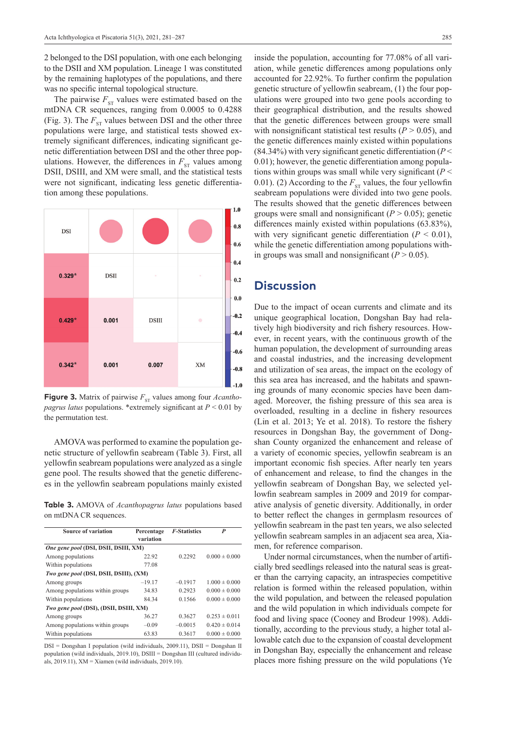2 belonged to the DSI population, with one each belonging to the DSII and XM population. Lineage 1 was constituted by the remaining haplotypes of the populations, and there was no specific internal topological structure.

The pairwise $F_{ST}$ values were estimated based on the mtDNA CR sequences, ranging from 0.0005 to 0.4288 (Fig. 3). The $F_{ST}$ values between DSI and the other three populations were large, and statistical tests showed extremely significant differences, indicating significant genetic differentiation between DSI and the other three populations. However, the differences in $F_{ST}$ values among DSII, DSIII, and XM were small, and the statistical tests were not significant, indicating less genetic differentiation among these populations.

| | DSI | DSII | DSIII | XM |
|---|---|---|---|---|
| DSI | | | | |
| DSII | 0.329* | | | |
| DSIII | 0.429* | 0.001 | | |
| XM | 0.342* | 0.001 | 0.007 | |

**Figure 3.** Matrix of pairwise $F_{ST}$ values among four *Acanthopagrus latus* populations. *extremely significant at $P < 0.01$ by the permutation test.

AMOVA was performed to examine the population genetic structure of yellowfin seabream (Table 3). First, all yellowfin seabream populations were analyzed as a single gene pool. The results showed that the genetic differences in the yellowfin seabream populations mainly existed inside the population, accounting for 77.08% of all variation, while genetic differences among populations only accounted for 22.92%. To further confirm the population genetic structure of yellowfin seabream, (1) the four populations were grouped into two gene pools according to their geographical distribution, and the results showed that the genetic differences between groups were small with nonsignificant statistical test results ($P > 0.05$), and the genetic differences mainly existed within populations (84.34%) with very significant genetic differentiation ($P < 0.01$); however, the genetic differentiation among populations within groups was small while very significant ($P < 0.01$). (2) According to the $F_{ST}$ values, the four yellowfin seabream populations were divided into two gene pools. The results showed that the genetic differences between groups were small and nonsignificant ($P > 0.05$); genetic differences mainly existed within populations (63.83%), with very significant genetic differentiation ($P < 0.01$), while the genetic differentiation among populations within groups was small and nonsignificant ($P > 0.05$).

**Table 3.** AMOVA of *Acanthopagrus latus* populations based on mtDNA CR sequences.

| Source of variation | Percentage variation | *F*-Statistics | *P* |
|---|---|---|---|
| ***One gene pool* (DSI, DSII, DSIII, XM)** | | | |
| Among populations | 22.92 | 0.2292 | 0.000 ± 0.000 |
| Within populations | 77.08 | | |
| ***Two gene pool* (DSI, DSII, DSIII), (XM)** | | | |
| Among groups | −19.17 | −0.1917 | 1.000 ± 0.000 |
| Among populations within groups | 34.83 | 0.2923 | 0.000 ± 0.000 |
| Within populations | 84.34 | 0.1566 | 0.000 ± 0.000 |
| ***Two gene pool* (DSI), (DSII, DSIII, XM)** | | | |
| Among groups | 36.27 | 0.3627 | 0.253 ± 0.011 |
| Among populations within groups | −0.09 | −0.0015 | 0.420 ± 0.014 |
| Within populations | 63.83 | 0.3617 | 0.000 ± 0.000 |

DSI = Dongshan I population (wild individuals, 2009.11), DSII = Dongshan II population (wild individuals, 2019.10), DSIII = Dongshan III (cultured individuals, 2019.11), XM = Xiamen (wild individuals, 2019.10).

## Discussion

Due to the impact of ocean currents and climate and its unique geographical location, Dongshan Bay had relatively high biodiversity and rich fishery resources. However, in recent years, with the continuous growth of the human population, the development of surrounding areas and coastal industries, and the increasing development and utilization of sea areas, the impact on the ecology of this sea area has increased, and the habitats and spawning grounds of many economic species have been damaged. Moreover, the fishing pressure of this sea area is overloaded, resulting in a decline in fishery resources (Lin et al. 2013; Ye et al. 2018). To restore the fishery resources in Dongshan Bay, the government of Dongshan County organized the enhancement and release of a variety of economic species, yellowfin seabream is an important economic fish species. After nearly ten years of enhancement and release, to find the changes in the yellowfin seabream of Dongshan Bay, we selected yellowfin seabream samples in 2009 and 2019 for comparative analysis of genetic diversity. Additionally, in order to better reflect the changes in germplasm resources of yellowfin seabream in the past ten years, we also selected yellowfin seabream samples in an adjacent sea area, Xiamen, for reference comparison.

Under normal circumstances, when the number of artificially bred seedlings released into the natural seas is greater than the carrying capacity, an intraspecies competitive relation is formed within the released population, within the wild population, and between the released population and the wild population in which individuals compete for food and living space (Cooney and Brodeur 1998). Additionally, according to the previous study, a higher total allowable catch due to the expansion of coastal development in Dongshan Bay, especially the enhancement and release places more fishing pressure on the wild populations (Ye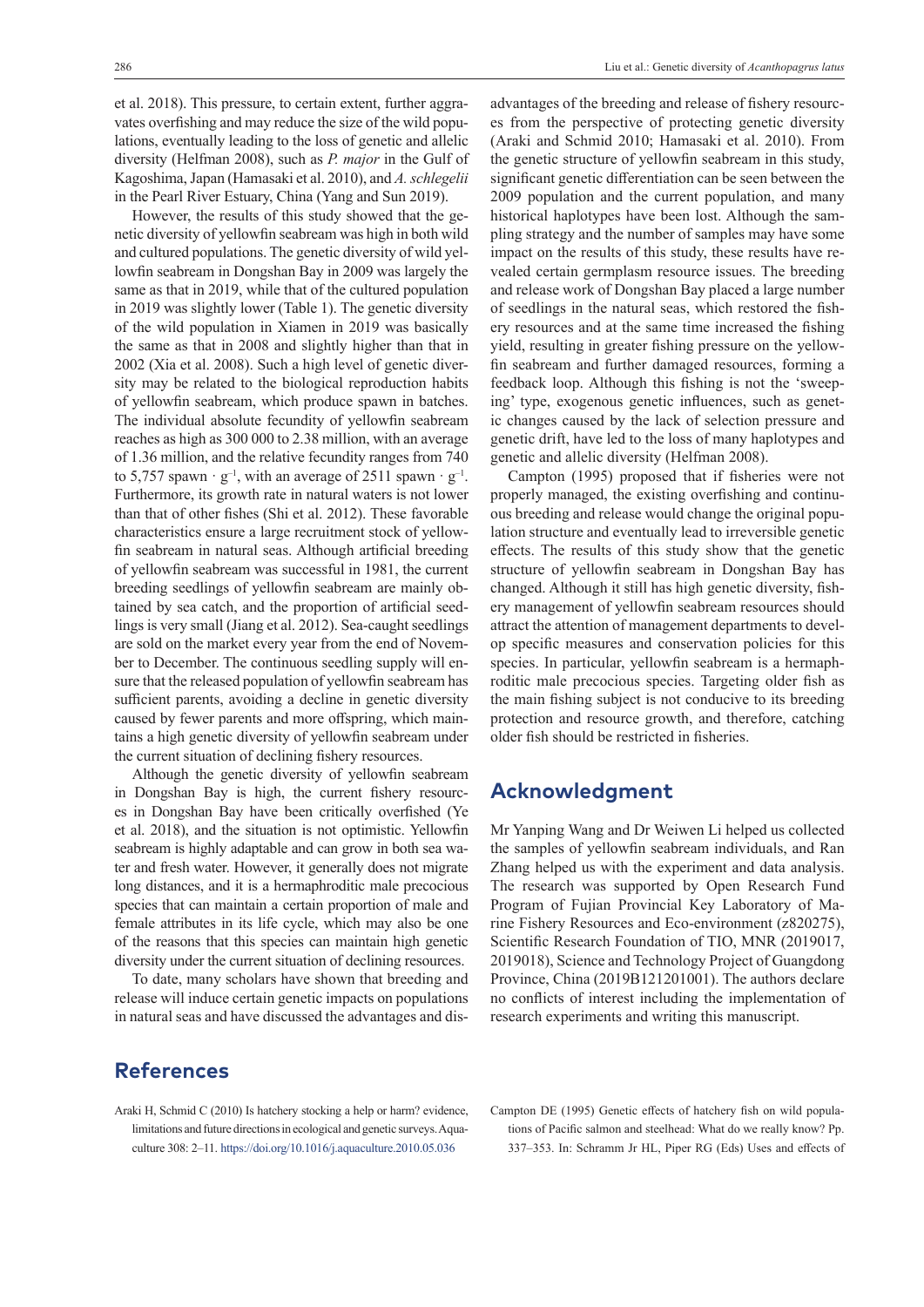et al. 2018). This pressure, to certain extent, further aggravates overfishing and may reduce the size of the wild populations, eventually leading to the loss of genetic and allelic diversity (Helfman 2008), such as *P. major* in the Gulf of Kagoshima, Japan (Hamasaki et al. 2010), and *A. schlegelii* in the Pearl River Estuary, China (Yang and Sun 2019).

However, the results of this study showed that the genetic diversity of yellowfin seabream was high in both wild and cultured populations. The genetic diversity of wild yellowfin seabream in Dongshan Bay in 2009 was largely the same as that in 2019, while that of the cultured population in 2019 was slightly lower (Table 1). The genetic diversity of the wild population in Xiamen in 2019 was basically the same as that in 2008 and slightly higher than that in 2002 (Xia et al. 2008). Such a high level of genetic diversity may be related to the biological reproduction habits of yellowfin seabream, which produce spawn in batches. The individual absolute fecundity of yellowfin seabream reaches as high as 300 000 to 2.38 million, with an average of 1.36 million, and the relative fecundity ranges from 740 to 5,757 spawn $\cdot$ g$^{-1}$, with an average of 2511 spawn $\cdot$ g$^{-1}$. Furthermore, its growth rate in natural waters is not lower than that of other fishes (Shi et al. 2012). These favorable characteristics ensure a large recruitment stock of yellowfin seabream in natural seas. Although artificial breeding of yellowfin seabream was successful in 1981, the current breeding seedlings of yellowfin seabream are mainly obtained by sea catch, and the proportion of artificial seedlings is very small (Jiang et al. 2012). Sea-caught seedlings are sold on the market every year from the end of November to December. The continuous seedling supply will ensure that the released population of yellowfin seabream has sufficient parents, avoiding a decline in genetic diversity caused by fewer parents and more offspring, which maintains a high genetic diversity of yellowfin seabream under the current situation of declining fishery resources.

Although the genetic diversity of yellowfin seabream in Dongshan Bay is high, the current fishery resources in Dongshan Bay have been critically overfished (Ye et al. 2018), and the situation is not optimistic. Yellowfin seabream is highly adaptable and can grow in both sea water and fresh water. However, it generally does not migrate long distances, and it is a hermaphroditic male precocious species that can maintain a certain proportion of male and female attributes in its life cycle, which may also be one of the reasons that this species can maintain high genetic diversity under the current situation of declining resources.

To date, many scholars have shown that breeding and release will induce certain genetic impacts on populations in natural seas and have discussed the advantages and disadvantages of the breeding and release of fishery resources from the perspective of protecting genetic diversity (Araki and Schmid 2010; Hamasaki et al. 2010). From the genetic structure of yellowfin seabream in this study, significant genetic differentiation can be seen between the 2009 population and the current population, and many historical haplotypes have been lost. Although the sampling strategy and the number of samples may have some impact on the results of this study, these results have revealed certain germplasm resource issues. The breeding and release work of Dongshan Bay placed a large number of seedlings in the natural seas, which restored the fishery resources and at the same time increased the fishing yield, resulting in greater fishing pressure on the yellowfin seabream and further damaged resources, forming a feedback loop. Although this fishing is not the 'sweeping' type, exogenous genetic influences, such as genetic changes caused by the lack of selection pressure and genetic drift, have led to the loss of many haplotypes and genetic and allelic diversity (Helfman 2008).

Campton (1995) proposed that if fisheries were not properly managed, the existing overfishing and continuous breeding and release would change the original population structure and eventually lead to irreversible genetic effects. The results of this study show that the genetic structure of yellowfin seabream in Dongshan Bay has changed. Although it still has high genetic diversity, fishery management of yellowfin seabream resources should attract the attention of management departments to develop specific measures and conservation policies for this species. In particular, yellowfin seabream is a hermaphroditic male precocious species. Targeting older fish as the main fishing subject is not conducive to its breeding protection and resource growth, and therefore, catching older fish should be restricted in fisheries.

## Acknowledgment

Mr Yanping Wang and Dr Weiwen Li helped us collected the samples of yellowfin seabream individuals, and Ran Zhang helped us with the experiment and data analysis. The research was supported by Open Research Fund Program of Fujian Provincial Key Laboratory of Marine Fishery Resources and Eco-environment (z820275), Scientific Research Foundation of TIO, MNR (2019017, 2019018), Science and Technology Project of Guangdong Province, China (2019B121201001). The authors declare no conflicts of interest including the implementation of research experiments and writing this manuscript.

## References

Araki H, Schmid C (2010) Is hatchery stocking a help or harm? evidence, limitations and future directions in ecological and genetic surveys. Aquaculture 308: 2–11. https://doi.org/10.1016/j.aquaculture.2010.05.036

Campton DE (1995) Genetic effects of hatchery fish on wild populations of Pacific salmon and steelhead: What do we really know? Pp. 337–353. In: Schramm Jr HL, Piper RG (Eds) Uses and effects of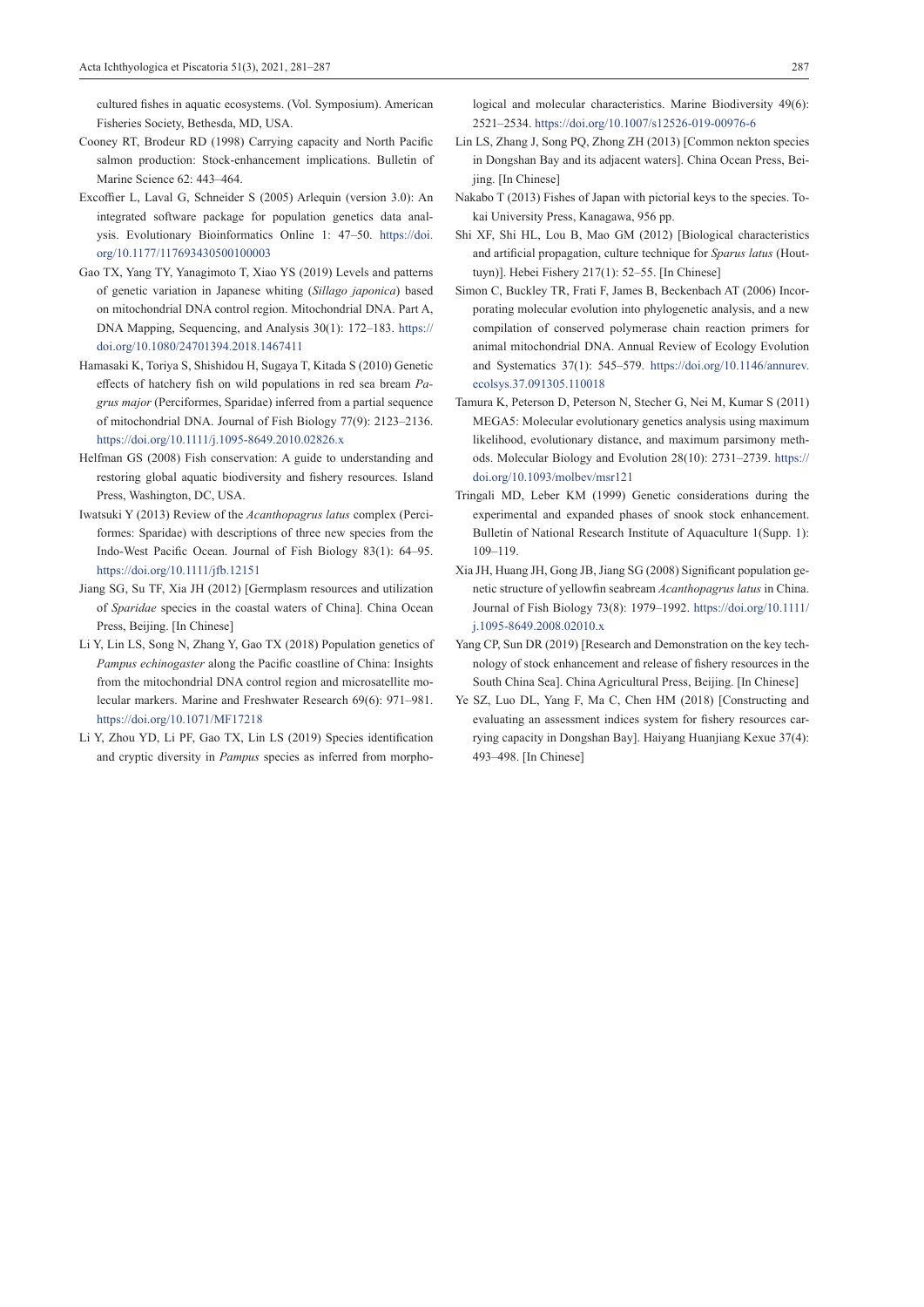cultured fishes in aquatic ecosystems. (Vol. Symposium). American Fisheries Society, Bethesda, MD, USA.

Cooney RT, Brodeur RD (1998) Carrying capacity and North Pacific salmon production: Stock-enhancement implications. Bulletin of Marine Science 62: 443–464.

Excoffier L, Laval G, Schneider S (2005) Arlequin (version 3.0): An integrated software package for population genetics data analysis. Evolutionary Bioinformatics Online 1: 47–50. https://doi.org/10.1177/117693430500100003

Gao TX, Yang TY, Yanagimoto T, Xiao YS (2019) Levels and patterns of genetic variation in Japanese whiting (*Sillago japonica*) based on mitochondrial DNA control region. Mitochondrial DNA. Part A, DNA Mapping, Sequencing, and Analysis 30(1): 172–183. https://doi.org/10.1080/24701394.2018.1467411

Hamasaki K, Toriya S, Shishidou H, Sugaya T, Kitada S (2010) Genetic effects of hatchery fish on wild populations in red sea bream *Pagrus major* (Perciformes, Sparidae) inferred from a partial sequence of mitochondrial DNA. Journal of Fish Biology 77(9): 2123–2136. https://doi.org/10.1111/j.1095-8649.2010.02826.x

Helfman GS (2008) Fish conservation: A guide to understanding and restoring global aquatic biodiversity and fishery resources. Island Press, Washington, DC, USA.

Iwatsuki Y (2013) Review of the *Acanthopagrus latus* complex (Perciformes: Sparidae) with descriptions of three new species from the Indo-West Pacific Ocean. Journal of Fish Biology 83(1): 64–95. https://doi.org/10.1111/jfb.12151

Jiang SG, Su TF, Xia JH (2012) [Germplasm resources and utilization of *Sparidae* species in the coastal waters of China]. China Ocean Press, Beijing. [In Chinese]

Li Y, Lin LS, Song N, Zhang Y, Gao TX (2018) Population genetics of *Pampus echinogaster* along the Pacific coastline of China: Insights from the mitochondrial DNA control region and microsatellite molecular markers. Marine and Freshwater Research 69(6): 971–981. https://doi.org/10.1071/MF17218

Li Y, Zhou YD, Li PF, Gao TX, Lin LS (2019) Species identification and cryptic diversity in *Pampus* species as inferred from morphological and molecular characteristics. Marine Biodiversity 49(6): 2521–2534. https://doi.org/10.1007/s12526-019-00976-6

Lin LS, Zhang J, Song PQ, Zhong ZH (2013) [Common nekton species in Dongshan Bay and its adjacent waters]. China Ocean Press, Beijing. [In Chinese]

Nakabo T (2013) Fishes of Japan with pictorial keys to the species. Tokai University Press, Kanagawa, 956 pp.

Shi XF, Shi HL, Lou B, Mao GM (2012) [Biological characteristics and artificial propagation, culture technique for *Sparus latus* (Houttuyn)]. Hebei Fishery 217(1): 52–55. [In Chinese]

Simon C, Buckley TR, Frati F, James B, Beckenbach AT (2006) Incorporating molecular evolution into phylogenetic analysis, and a new compilation of conserved polymerase chain reaction primers for animal mitochondrial DNA. Annual Review of Ecology Evolution and Systematics 37(1): 545–579. https://doi.org/10.1146/annurev.ecolsys.37.091305.110018

Tamura K, Peterson D, Peterson N, Stecher G, Nei M, Kumar S (2011) MEGA5: Molecular evolutionary genetics analysis using maximum likelihood, evolutionary distance, and maximum parsimony methods. Molecular Biology and Evolution 28(10): 2731–2739. https://doi.org/10.1093/molbev/msr121

Tringali MD, Leber KM (1999) Genetic considerations during the experimental and expanded phases of snook stock enhancement. Bulletin of National Research Institute of Aquaculture 1(Supp. 1): 109–119.

Xia JH, Huang JH, Gong JB, Jiang SG (2008) Significant population genetic structure of yellowfin seabream *Acanthopagrus latus* in China. Journal of Fish Biology 73(8): 1979–1992. https://doi.org/10.1111/j.1095-8649.2008.02010.x

Yang CP, Sun DR (2019) [Research and Demonstration on the key technology of stock enhancement and release of fishery resources in the South China Sea]. China Agricultural Press, Beijing. [In Chinese]

Ye SZ, Luo DL, Yang F, Ma C, Chen HM (2018) [Constructing and evaluating an assessment indices system for fishery resources carrying capacity in Dongshan Bay]. Haiyang Huanjiang Kexue 37(4): 493–498. [In Chinese]